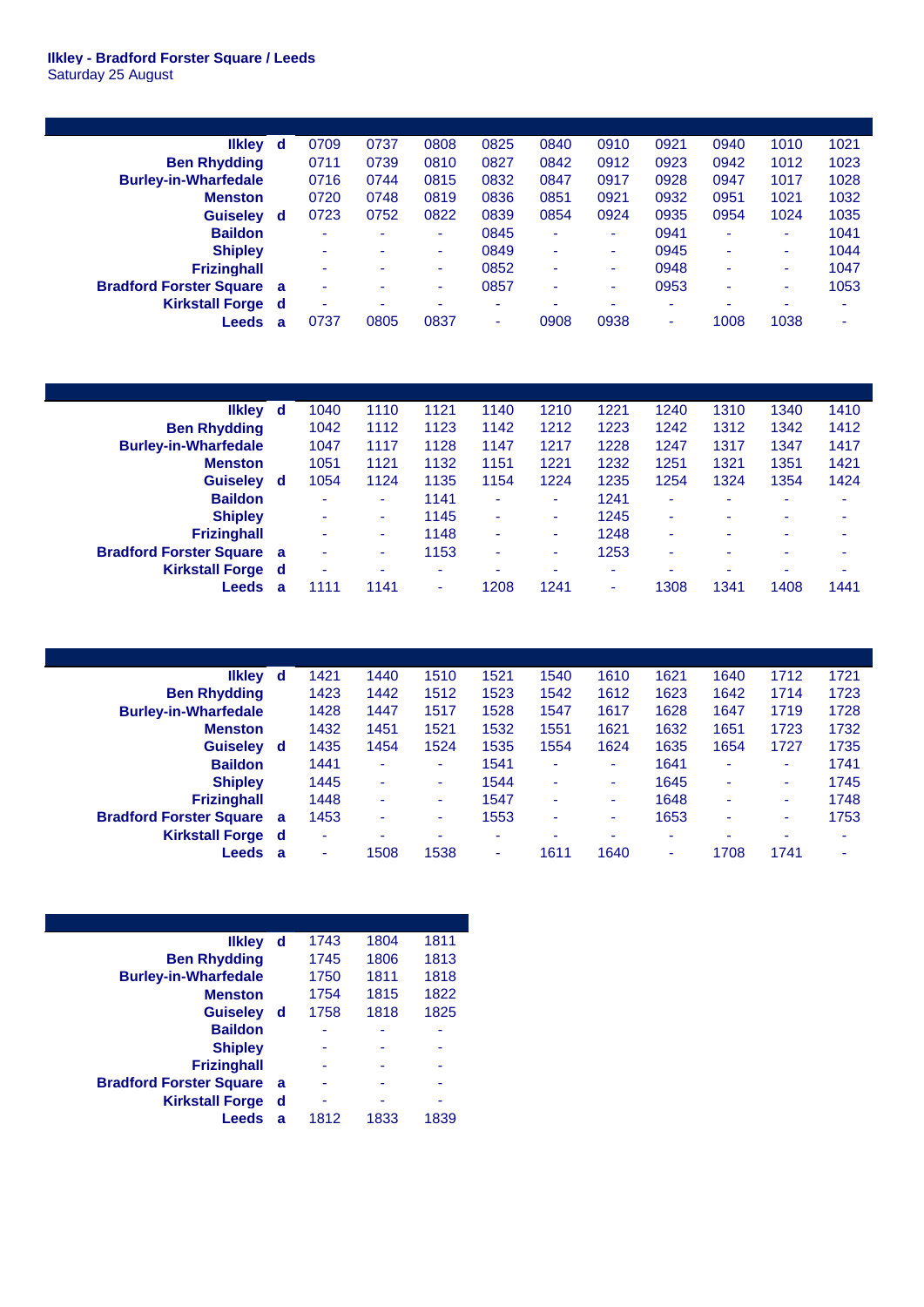**Ilkley - Bradford Forster Square / Leeds**
Saturday 25 August

| | | | | | | | | | | | |
|---|---|---|---|---|---|---|---|---|---|---|---|
| **Ilkley** | **d** | 0709 | 0737 | 0808 | 0825 | 0840 | 0910 | 0921 | 0940 | 1010 | 1021 |
| **Ben Rhydding** | | 0711 | 0739 | 0810 | 0827 | 0842 | 0912 | 0923 | 0942 | 1012 | 1023 |
| **Burley-in-Wharfedale** | | 0716 | 0744 | 0815 | 0832 | 0847 | 0917 | 0928 | 0947 | 1017 | 1028 |
| **Menston** | | 0720 | 0748 | 0819 | 0836 | 0851 | 0921 | 0932 | 0951 | 1021 | 1032 |
| **Guiseley** | **d** | 0723 | 0752 | 0822 | 0839 | 0854 | 0924 | 0935 | 0954 | 1024 | 1035 |
| **Baildon** | | - | - | - | 0845 | - | - | 0941 | - | - | 1041 |
| **Shipley** | | - | - | - | 0849 | - | - | 0945 | - | - | 1044 |
| **Frizinghall** | | - | - | - | 0852 | - | - | 0948 | - | - | 1047 |
| **Bradford Forster Square** | **a** | - | - | - | 0857 | - | - | 0953 | - | - | 1053 |
| **Kirkstall Forge** | **d** | - | - | - | - | - | - | - | - | - | - |
| **Leeds** | **a** | 0737 | 0805 | 0837 | - | 0908 | 0938 | - | 1008 | 1038 | - |

| | | | | | | | | | | | |
|---|---|---|---|---|---|---|---|---|---|---|---|
| **Ilkley** | **d** | 1040 | 1110 | 1121 | 1140 | 1210 | 1221 | 1240 | 1310 | 1340 | 1410 |
| **Ben Rhydding** | | 1042 | 1112 | 1123 | 1142 | 1212 | 1223 | 1242 | 1312 | 1342 | 1412 |
| **Burley-in-Wharfedale** | | 1047 | 1117 | 1128 | 1147 | 1217 | 1228 | 1247 | 1317 | 1347 | 1417 |
| **Menston** | | 1051 | 1121 | 1132 | 1151 | 1221 | 1232 | 1251 | 1321 | 1351 | 1421 |
| **Guiseley** | **d** | 1054 | 1124 | 1135 | 1154 | 1224 | 1235 | 1254 | 1324 | 1354 | 1424 |
| **Baildon** | | - | - | 1141 | - | - | 1241 | - | - | - | - |
| **Shipley** | | - | - | 1145 | - | - | 1245 | - | - | - | - |
| **Frizinghall** | | - | - | 1148 | - | - | 1248 | - | - | - | - |
| **Bradford Forster Square** | **a** | - | - | 1153 | - | - | 1253 | - | - | - | - |
| **Kirkstall Forge** | **d** | - | - | - | - | - | - | - | - | - | - |
| **Leeds** | **a** | 1111 | 1141 | - | 1208 | 1241 | - | 1308 | 1341 | 1408 | 1441 |

| | | | | | | | | | | | |
|---|---|---|---|---|---|---|---|---|---|---|---|
| **Ilkley** | **d** | 1421 | 1440 | 1510 | 1521 | 1540 | 1610 | 1621 | 1640 | 1712 | 1721 |
| **Ben Rhydding** | | 1423 | 1442 | 1512 | 1523 | 1542 | 1612 | 1623 | 1642 | 1714 | 1723 |
| **Burley-in-Wharfedale** | | 1428 | 1447 | 1517 | 1528 | 1547 | 1617 | 1628 | 1647 | 1719 | 1728 |
| **Menston** | | 1432 | 1451 | 1521 | 1532 | 1551 | 1621 | 1632 | 1651 | 1723 | 1732 |
| **Guiseley** | **d** | 1435 | 1454 | 1524 | 1535 | 1554 | 1624 | 1635 | 1654 | 1727 | 1735 |
| **Baildon** | | 1441 | - | - | 1541 | - | - | 1641 | - | - | 1741 |
| **Shipley** | | 1445 | - | - | 1544 | - | - | 1645 | - | - | 1745 |
| **Frizinghall** | | 1448 | - | - | 1547 | - | - | 1648 | - | - | 1748 |
| **Bradford Forster Square** | **a** | 1453 | - | - | 1553 | - | - | 1653 | - | - | 1753 |
| **Kirkstall Forge** | **d** | - | - | - | - | - | - | - | - | - | - |
| **Leeds** | **a** | - | 1508 | 1538 | - | 1611 | 1640 | - | 1708 | 1741 | - |

| | | | | |
|---|---|---|---|---|
| **Ilkley** | **d** | 1743 | 1804 | 1811 |
| **Ben Rhydding** | | 1745 | 1806 | 1813 |
| **Burley-in-Wharfedale** | | 1750 | 1811 | 1818 |
| **Menston** | | 1754 | 1815 | 1822 |
| **Guiseley** | **d** | 1758 | 1818 | 1825 |
| **Baildon** | | - | - | - |
| **Shipley** | | - | - | - |
| **Frizinghall** | | - | - | - |
| **Bradford Forster Square** | **a** | - | - | - |
| **Kirkstall Forge** | **d** | - | - | - |
| **Leeds** | **a** | 1812 | 1833 | 1839 |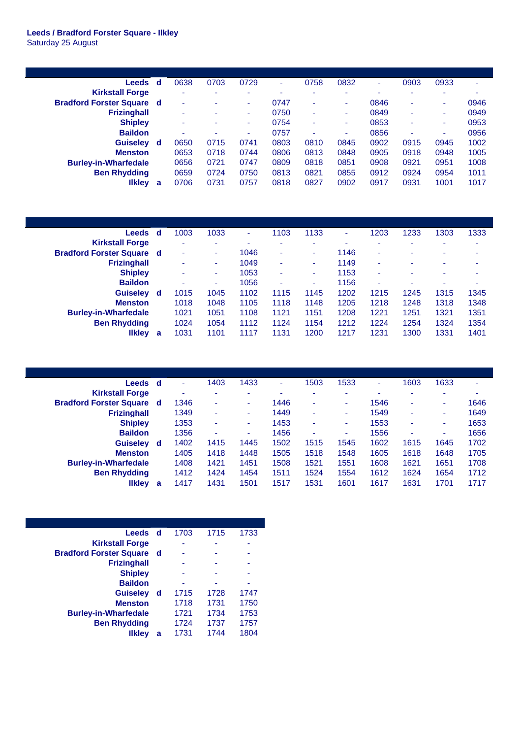**Leeds / Bradford Forster Square - Ilkley**
Saturday 25 August

| | | | | | | | | | | | |
|---|---|---|---|---|---|---|---|---|---|---|---|
| **Leeds** | **d** | 0638 | 0703 | 0729 | - | 0758 | 0832 | - | 0903 | 0933 | - |
| **Kirkstall Forge** | | - | - | - | - | - | - | - | - | - | - |
| **Bradford Forster Square** | **d** | - | - | - | 0747 | - | - | 0846 | - | - | 0946 |
| **Frizinghall** | | - | - | - | 0750 | - | - | 0849 | - | - | 0949 |
| **Shipley** | | - | - | - | 0754 | - | - | 0853 | - | - | 0953 |
| **Baildon** | | - | - | - | 0757 | - | - | 0856 | - | - | 0956 |
| **Guiseley** | **d** | 0650 | 0715 | 0741 | 0803 | 0810 | 0845 | 0902 | 0915 | 0945 | 1002 |
| **Menston** | | 0653 | 0718 | 0744 | 0806 | 0813 | 0848 | 0905 | 0918 | 0948 | 1005 |
| **Burley-in-Wharfedale** | | 0656 | 0721 | 0747 | 0809 | 0818 | 0851 | 0908 | 0921 | 0951 | 1008 |
| **Ben Rhydding** | | 0659 | 0724 | 0750 | 0813 | 0821 | 0855 | 0912 | 0924 | 0954 | 1011 |
| **Ilkley** | **a** | 0706 | 0731 | 0757 | 0818 | 0827 | 0902 | 0917 | 0931 | 1001 | 1017 |

| | | | | | | | | | | | |
|---|---|---|---|---|---|---|---|---|---|---|---|
| **Leeds** | **d** | 1003 | 1033 | - | 1103 | 1133 | - | 1203 | 1233 | 1303 | 1333 |
| **Kirkstall Forge** | | - | - | - | - | - | - | - | - | - | - |
| **Bradford Forster Square** | **d** | - | - | 1046 | - | - | 1146 | - | - | - | - |
| **Frizinghall** | | - | - | 1049 | - | - | 1149 | - | - | - | - |
| **Shipley** | | - | - | 1053 | - | - | 1153 | - | - | - | - |
| **Baildon** | | - | - | 1056 | - | - | 1156 | - | - | - | - |
| **Guiseley** | **d** | 1015 | 1045 | 1102 | 1115 | 1145 | 1202 | 1215 | 1245 | 1315 | 1345 |
| **Menston** | | 1018 | 1048 | 1105 | 1118 | 1148 | 1205 | 1218 | 1248 | 1318 | 1348 |
| **Burley-in-Wharfedale** | | 1021 | 1051 | 1108 | 1121 | 1151 | 1208 | 1221 | 1251 | 1321 | 1351 |
| **Ben Rhydding** | | 1024 | 1054 | 1112 | 1124 | 1154 | 1212 | 1224 | 1254 | 1324 | 1354 |
| **Ilkley** | **a** | 1031 | 1101 | 1117 | 1131 | 1200 | 1217 | 1231 | 1300 | 1331 | 1401 |

| | | | | | | | | | | | |
|---|---|---|---|---|---|---|---|---|---|---|---|
| **Leeds** | **d** | - | 1403 | 1433 | - | 1503 | 1533 | - | 1603 | 1633 | - |
| **Kirkstall Forge** | | - | - | - | - | - | - | - | - | - | - |
| **Bradford Forster Square** | **d** | 1346 | - | - | 1446 | - | - | 1546 | - | - | 1646 |
| **Frizinghall** | | 1349 | - | - | 1449 | - | - | 1549 | - | - | 1649 |
| **Shipley** | | 1353 | - | - | 1453 | - | - | 1553 | - | - | 1653 |
| **Baildon** | | 1356 | - | - | 1456 | - | - | 1556 | - | - | 1656 |
| **Guiseley** | **d** | 1402 | 1415 | 1445 | 1502 | 1515 | 1545 | 1602 | 1615 | 1645 | 1702 |
| **Menston** | | 1405 | 1418 | 1448 | 1505 | 1518 | 1548 | 1605 | 1618 | 1648 | 1705 |
| **Burley-in-Wharfedale** | | 1408 | 1421 | 1451 | 1508 | 1521 | 1551 | 1608 | 1621 | 1651 | 1708 |
| **Ben Rhydding** | | 1412 | 1424 | 1454 | 1511 | 1524 | 1554 | 1612 | 1624 | 1654 | 1712 |
| **Ilkley** | **a** | 1417 | 1431 | 1501 | 1517 | 1531 | 1601 | 1617 | 1631 | 1701 | 1717 |

| | | | | |
|---|---|---|---|---|
| **Leeds** | **d** | 1703 | 1715 | 1733 |
| **Kirkstall Forge** | | - | - | - |
| **Bradford Forster Square** | **d** | - | - | - |
| **Frizinghall** | | - | - | - |
| **Shipley** | | - | - | - |
| **Baildon** | | - | - | - |
| **Guiseley** | **d** | 1715 | 1728 | 1747 |
| **Menston** | | 1718 | 1731 | 1750 |
| **Burley-in-Wharfedale** | | 1721 | 1734 | 1753 |
| **Ben Rhydding** | | 1724 | 1737 | 1757 |
| **Ilkley** | **a** | 1731 | 1744 | 1804 |